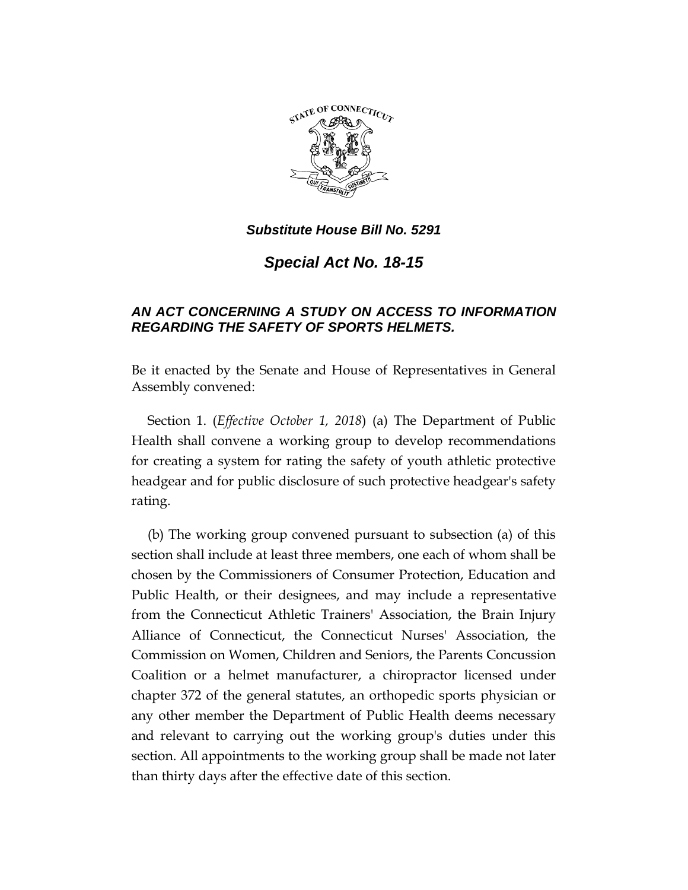*Substitute House Bill No. 5291*

# *Special Act No. 18-15*

## *AN ACT CONCERNING A STUDY ON ACCESS TO INFORMATION REGARDING THE SAFETY OF SPORTS HELMETS.*

Be it enacted by the Senate and House of Representatives in General Assembly convened:

Section 1. (*Effective October 1, 2018*) (a) The Department of Public Health shall convene a working group to develop recommendations for creating a system for rating the safety of youth athletic protective headgear and for public disclosure of such protective headgear's safety rating.

(b) The working group convened pursuant to subsection (a) of this section shall include at least three members, one each of whom shall be chosen by the Commissioners of Consumer Protection, Education and Public Health, or their designees, and may include a representative from the Connecticut Athletic Trainers' Association, the Brain Injury Alliance of Connecticut, the Connecticut Nurses' Association, the Commission on Women, Children and Seniors, the Parents Concussion Coalition or a helmet manufacturer, a chiropractor licensed under chapter 372 of the general statutes, an orthopedic sports physician or any other member the Department of Public Health deems necessary and relevant to carrying out the working group's duties under this section. All appointments to the working group shall be made not later than thirty days after the effective date of this section.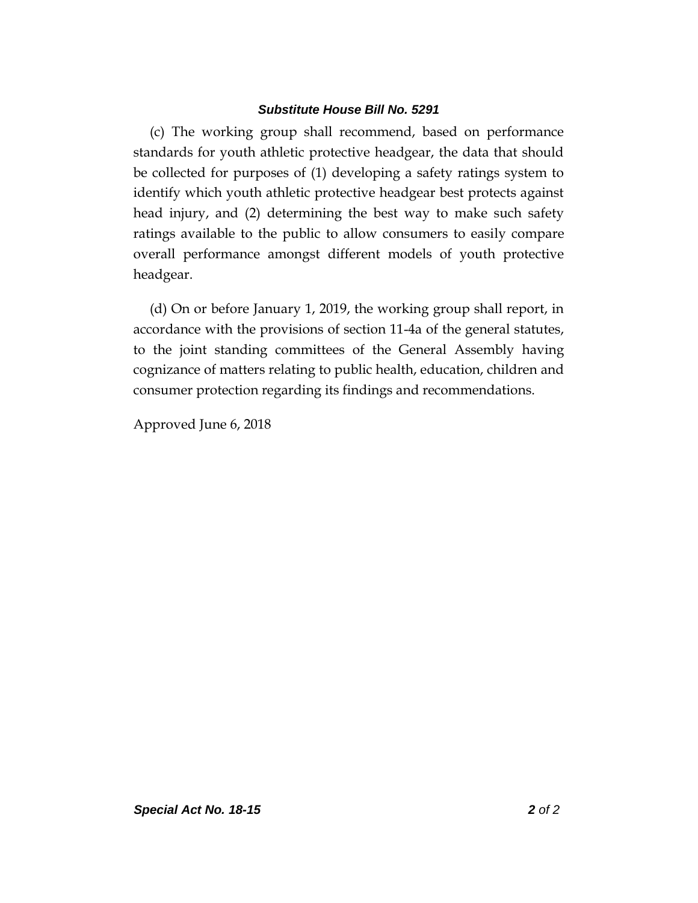(c) The working group shall recommend, based on performance standards for youth athletic protective headgear, the data that should be collected for purposes of (1) developing a safety ratings system to identify which youth athletic protective headgear best protects against head injury, and (2) determining the best way to make such safety ratings available to the public to allow consumers to easily compare overall performance amongst different models of youth protective headgear.

(d) On or before January 1, 2019, the working group shall report, in accordance with the provisions of section 11-4a of the general statutes, to the joint standing committees of the General Assembly having cognizance of matters relating to public health, education, children and consumer protection regarding its findings and recommendations.

Approved June 6, 2018